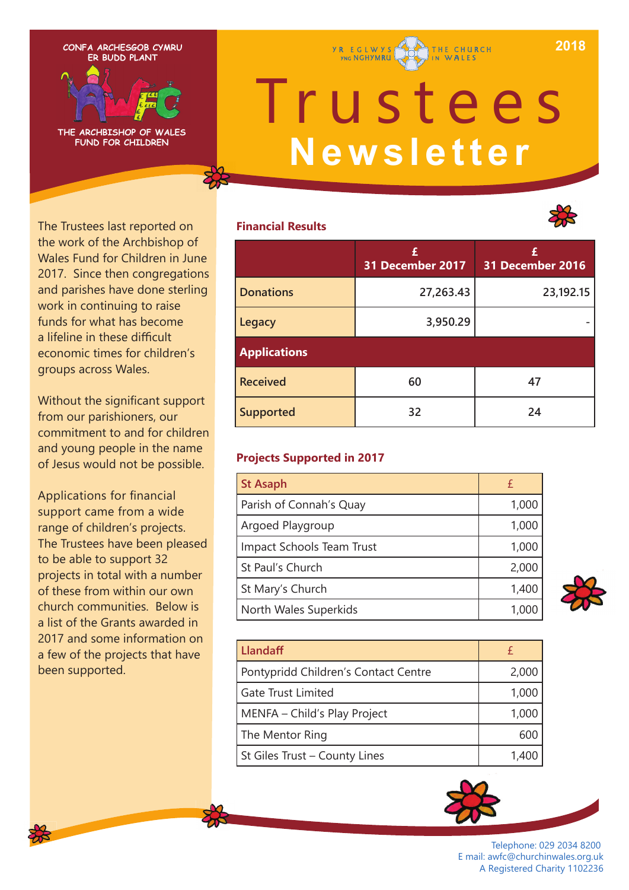CONFA ARCHESGOB CYMRU
ER BUDD PLANT

THE ARCHBISHOP OF WALES
FUND FOR CHILDREN

YR EGLWYS YNG NGHYMRU | THE CHURCH IN WALES

2018

# Trustees Newsletter

The Trustees last reported on the work of the Archbishop of Wales Fund for Children in June 2017. Since then congregations and parishes have done sterling work in continuing to raise funds for what has become a lifeline in these difficult economic times for children's groups across Wales.

Without the significant support from our parishioners, our commitment to and for children and young people in the name of Jesus would not be possible.

Applications for financial support came from a wide range of children's projects. The Trustees have been pleased to be able to support 32 projects in total with a number of these from within our own church communities. Below is a list of the Grants awarded in 2017 and some information on a few of the projects that have been supported.

## Financial Results

| | £ 31 December 2017 | £ 31 December 2016 |
|---|---|---|
| Donations | 27,263.43 | 23,192.15 |
| Legacy | 3,950.29 | - |
| **Applications** | | |
| Received | 60 | 47 |
| Supported | 32 | 24 |

## Projects Supported in 2017

| St Asaph | £ |
|---|---|
| Parish of Connah's Quay | 1,000 |
| Argoed Playgroup | 1,000 |
| Impact Schools Team Trust | 1,000 |
| St Paul's Church | 2,000 |
| St Mary's Church | 1,400 |
| North Wales Superkids | 1,000 |

| Llandaff | £ |
|---|---|
| Pontypridd Children's Contact Centre | 2,000 |
| Gate Trust Limited | 1,000 |
| MENFA – Child's Play Project | 1,000 |
| The Mentor Ring | 600 |
| St Giles Trust – County Lines | 1,400 |

Telephone: 029 2034 8200
E mail: awfc@churchinwales.org.uk
A Registered Charity 1102236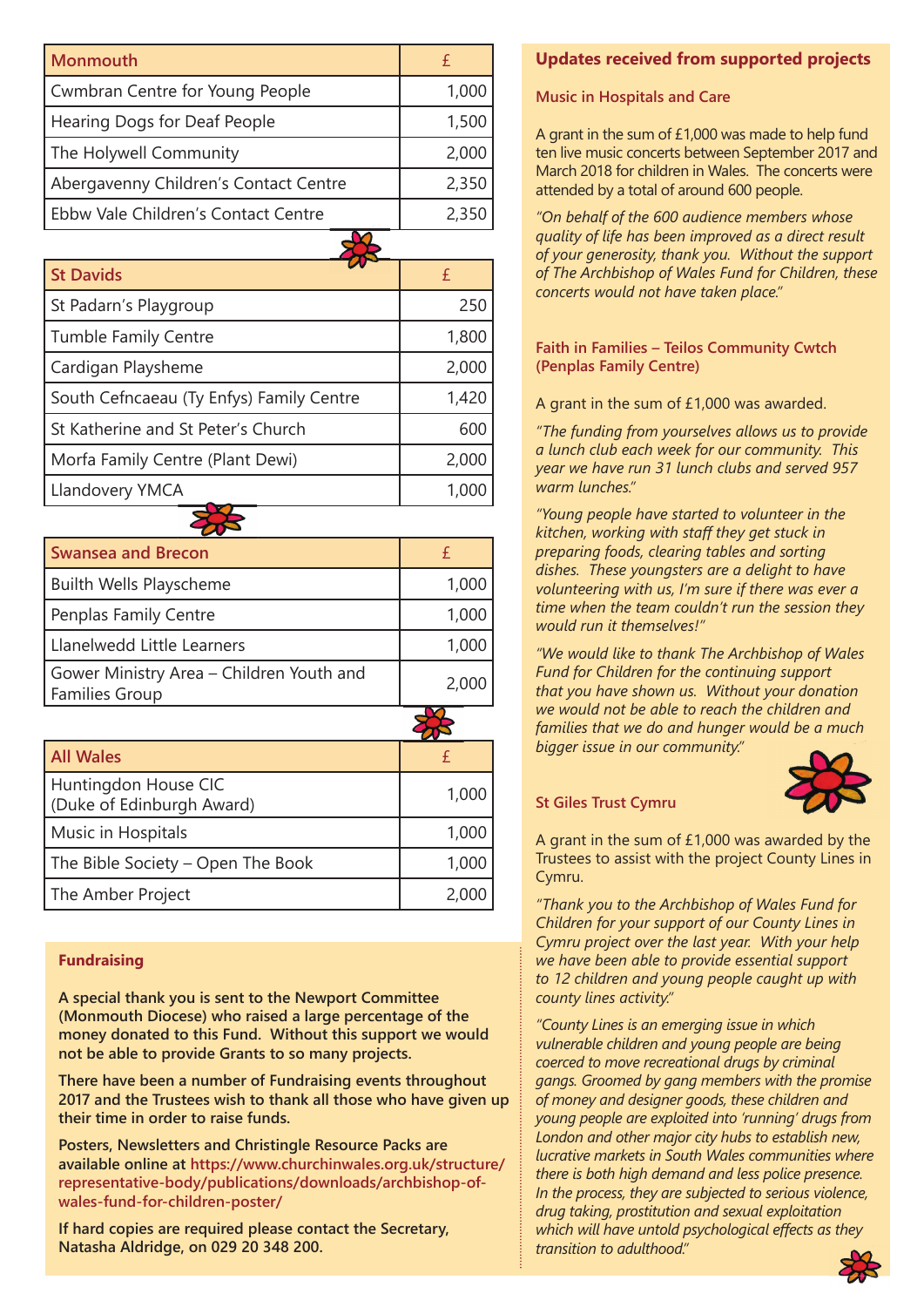| Monmouth | £ |
| --- | --- |
| Cwmbran Centre for Young People | 1,000 |
| Hearing Dogs for Deaf People | 1,500 |
| The Holywell Community | 2,000 |
| Abergavenny Children's Contact Centre | 2,350 |
| Ebbw Vale Children's Contact Centre | 2,350 |

| St Davids | £ |
| --- | --- |
| St Padarn's Playgroup | 250 |
| Tumble Family Centre | 1,800 |
| Cardigan Playsheme | 2,000 |
| South Cefncaeau (Ty Enfys) Family Centre | 1,420 |
| St Katherine and St Peter's Church | 600 |
| Morfa Family Centre (Plant Dewi) | 2,000 |
| Llandovery YMCA | 1,000 |

| Swansea and Brecon | £ |
| --- | --- |
| Builth Wells Playscheme | 1,000 |
| Penplas Family Centre | 1,000 |
| Llanelwedd Little Learners | 1,000 |
| Gower Ministry Area – Children Youth and Families Group | 2,000 |

| All Wales | £ |
| --- | --- |
| Huntingdon House CIC (Duke of Edinburgh Award) | 1,000 |
| Music in Hospitals | 1,000 |
| The Bible Society – Open The Book | 1,000 |
| The Amber Project | 2,000 |

## Fundraising

**A special thank you is sent to the Newport Committee (Monmouth Diocese) who raised a large percentage of the money donated to this Fund. Without this support we would not be able to provide Grants to so many projects.**

**There have been a number of Fundraising events throughout 2017 and the Trustees wish to thank all those who have given up their time in order to raise funds.**

**Posters, Newsletters and Christingle Resource Packs are available online at https://www.churchinwales.org.uk/structure/representative-body/publications/downloads/archbishop-of-wales-fund-for-children-poster/**

**If hard copies are required please contact the Secretary, Natasha Aldridge, on 029 20 348 200.**

## Updates received from supported projects

### Music in Hospitals and Care

A grant in the sum of £1,000 was made to help fund ten live music concerts between September 2017 and March 2018 for children in Wales. The concerts were attended by a total of around 600 people.

*"On behalf of the 600 audience members whose quality of life has been improved as a direct result of your generosity, thank you. Without the support of The Archbishop of Wales Fund for Children, these concerts would not have taken place."*

### Faith in Families – Teilos Community Cwtch (Penplas Family Centre)

A grant in the sum of £1,000 was awarded.

*"The funding from yourselves allows us to provide a lunch club each week for our community. This year we have run 31 lunch clubs and served 957 warm lunches."*

*"Young people have started to volunteer in the kitchen, working with staff they get stuck in preparing foods, clearing tables and sorting dishes. These youngsters are a delight to have volunteering with us, I'm sure if there was ever a time when the team couldn't run the session they would run it themselves!"*

*"We would like to thank The Archbishop of Wales Fund for Children for the continuing support that you have shown us. Without your donation we would not be able to reach the children and families that we do and hunger would be a much bigger issue in our community."*

### St Giles Trust Cymru

A grant in the sum of £1,000 was awarded by the Trustees to assist with the project County Lines in Cymru.

*"Thank you to the Archbishop of Wales Fund for Children for your support of our County Lines in Cymru project over the last year. With your help we have been able to provide essential support to 12 children and young people caught up with county lines activity."*

*"County Lines is an emerging issue in which vulnerable children and young people are being coerced to move recreational drugs by criminal gangs. Groomed by gang members with the promise of money and designer goods, these children and young people are exploited into 'running' drugs from London and other major city hubs to establish new, lucrative markets in South Wales communities where there is both high demand and less police presence. In the process, they are subjected to serious violence, drug taking, prostitution and sexual exploitation which will have untold psychological effects as they transition to adulthood."*